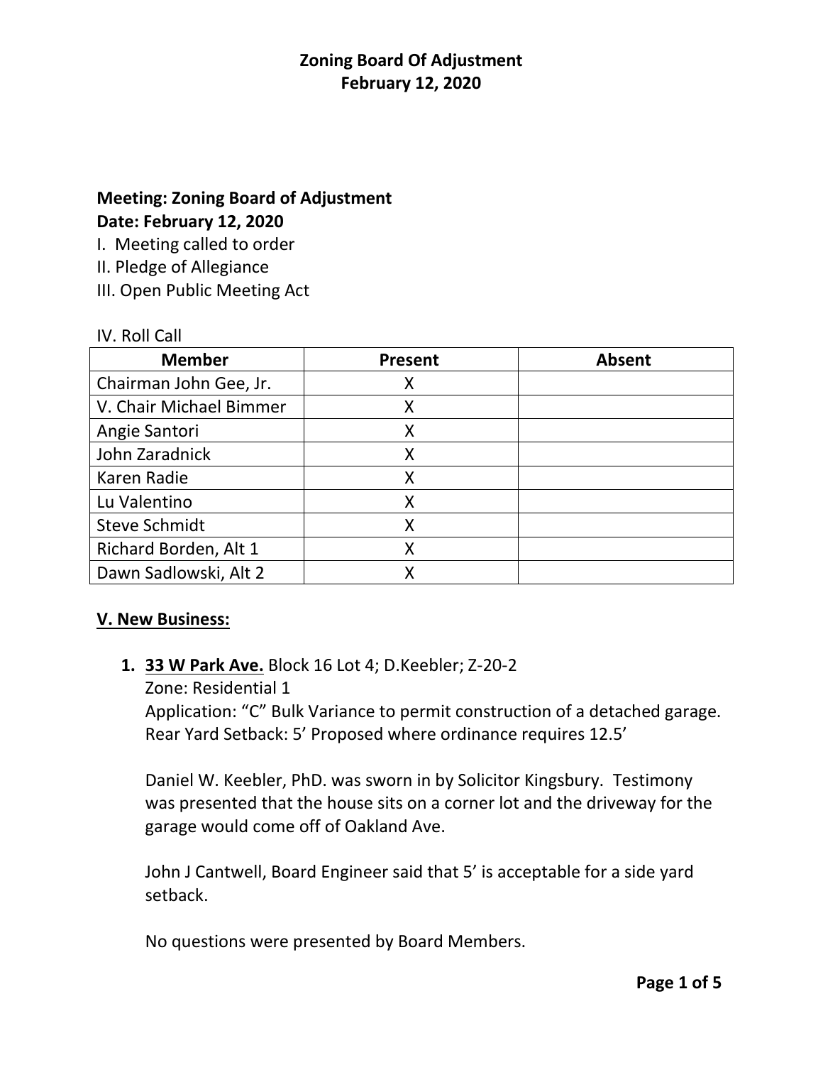# Zoning Board Of Adjustment
## February 12, 2020

**Meeting: Zoning Board of Adjustment**
**Date: February 12, 2020**

I. Meeting called to order
II. Pledge of Allegiance
III. Open Public Meeting Act

IV. Roll Call

| Member | Present | Absent |
|---|---|---|
| Chairman John Gee, Jr. | X | |
| V. Chair Michael Bimmer | X | |
| Angie Santori | X | |
| John Zaradnick | X | |
| Karen Radie | X | |
| Lu Valentino | X | |
| Steve Schmidt | X | |
| Richard Borden, Alt 1 | X | |
| Dawn Sadlowski, Alt 2 | X | |

**V. New Business:**

1. **33 W Park Ave.** Block 16 Lot 4; D.Keebler; Z-20-2
   Zone: Residential 1
   Application: "C" Bulk Variance to permit construction of a detached garage.
   Rear Yard Setback: 5' Proposed where ordinance requires 12.5'

   Daniel W. Keebler, PhD. was sworn in by Solicitor Kingsbury. Testimony was presented that the house sits on a corner lot and the driveway for the garage would come off of Oakland Ave.

   John J Cantwell, Board Engineer said that 5' is acceptable for a side yard setback.

   No questions were presented by Board Members.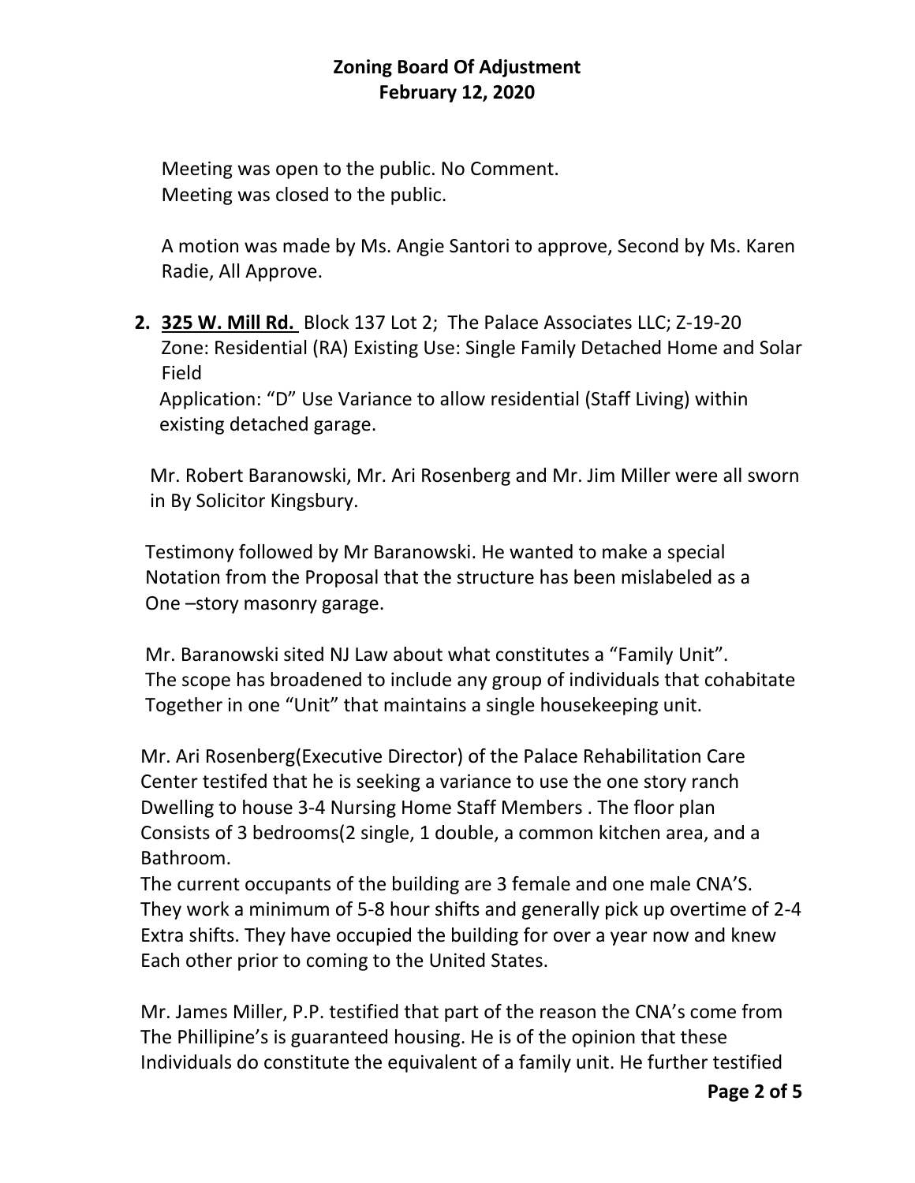# Zoning Board Of Adjustment
## February 12, 2020

Meeting was open to the public. No Comment.
Meeting was closed to the public.

A motion was made by Ms. Angie Santori to approve, Second by Ms. Karen Radie, All Approve.

2. **325 W. Mill Rd.** Block 137 Lot 2; The Palace Associates LLC; Z-19-20
   Zone: Residential (RA) Existing Use: Single Family Detached Home and Solar Field
   Application: "D" Use Variance to allow residential (Staff Living) within existing detached garage.

Mr. Robert Baranowski, Mr. Ari Rosenberg and Mr. Jim Miller were all sworn in By Solicitor Kingsbury.

Testimony followed by Mr Baranowski. He wanted to make a special Notation from the Proposal that the structure has been mislabeled as a One –story masonry garage.

Mr. Baranowski sited NJ Law about what constitutes a "Family Unit". The scope has broadened to include any group of individuals that cohabitate Together in one "Unit" that maintains a single housekeeping unit.

Mr. Ari Rosenberg(Executive Director) of the Palace Rehabilitation Care Center testifed that he is seeking a variance to use the one story ranch Dwelling to house 3-4 Nursing Home Staff Members . The floor plan Consists of 3 bedrooms(2 single, 1 double, a common kitchen area, and a Bathroom.
The current occupants of the building are 3 female and one male CNA'S. They work a minimum of 5-8 hour shifts and generally pick up overtime of 2-4 Extra shifts. They have occupied the building for over a year now and knew Each other prior to coming to the United States.

Mr. James Miller, P.P. testified that part of the reason the CNA's come from The Phillipine's is guaranteed housing. He is of the opinion that these Individuals do constitute the equivalent of a family unit. He further testified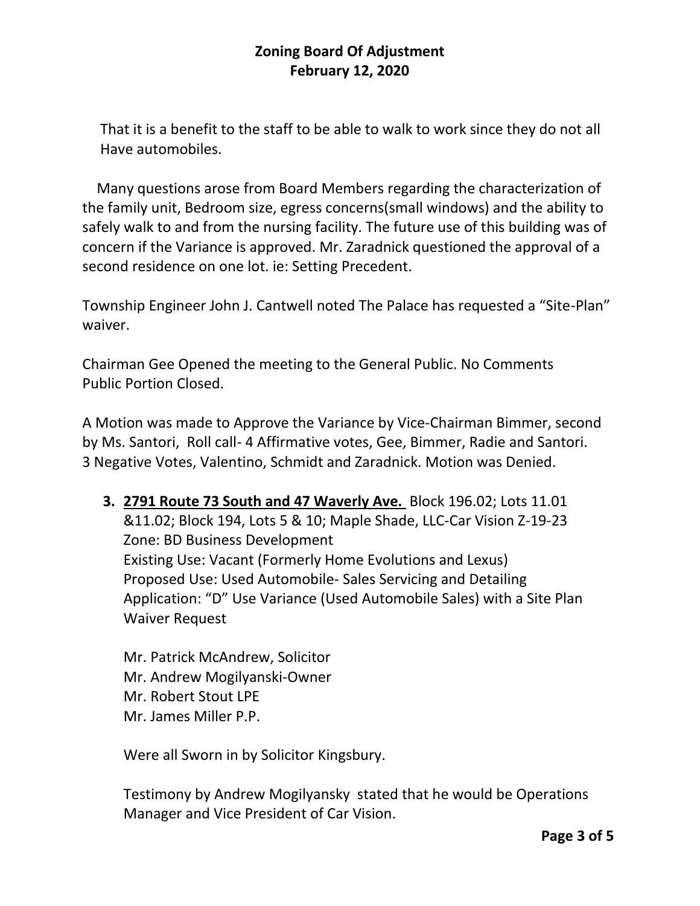That it is a benefit to the staff to be able to walk to work since they do not all Have automobiles.

Many questions arose from Board Members regarding the characterization of the family unit, Bedroom size, egress concerns(small windows) and the ability to safely walk to and from the nursing facility. The future use of this building was of concern if the Variance is approved. Mr. Zaradnick questioned the approval of a second residence on one lot. ie: Setting Precedent.

Township Engineer John J. Cantwell noted The Palace has requested a "Site-Plan" waiver.

Chairman Gee Opened the meeting to the General Public. No Comments Public Portion Closed.

A Motion was made to Approve the Variance by Vice-Chairman Bimmer, second by Ms. Santori, Roll call- 4 Affirmative votes, Gee, Bimmer, Radie and Santori. 3 Negative Votes, Valentino, Schmidt and Zaradnick. Motion was Denied.

3. **<u>2791 Route 73 South and 47 Waverly Ave.</u>** Block 196.02; Lots 11.01 &11.02; Block 194, Lots 5 & 10; Maple Shade, LLC-Car Vision Z-19-23
   Zone: BD Business Development
   Existing Use: Vacant (Formerly Home Evolutions and Lexus)
   Proposed Use: Used Automobile- Sales Servicing and Detailing
   Application: "D" Use Variance (Used Automobile Sales) with a Site Plan Waiver Request

   Mr. Patrick McAndrew, Solicitor
   Mr. Andrew Mogilyanski-Owner
   Mr. Robert Stout LPE
   Mr. James Miller P.P.

   Were all Sworn in by Solicitor Kingsbury.

   Testimony by Andrew Mogilyansky stated that he would be Operations Manager and Vice President of Car Vision.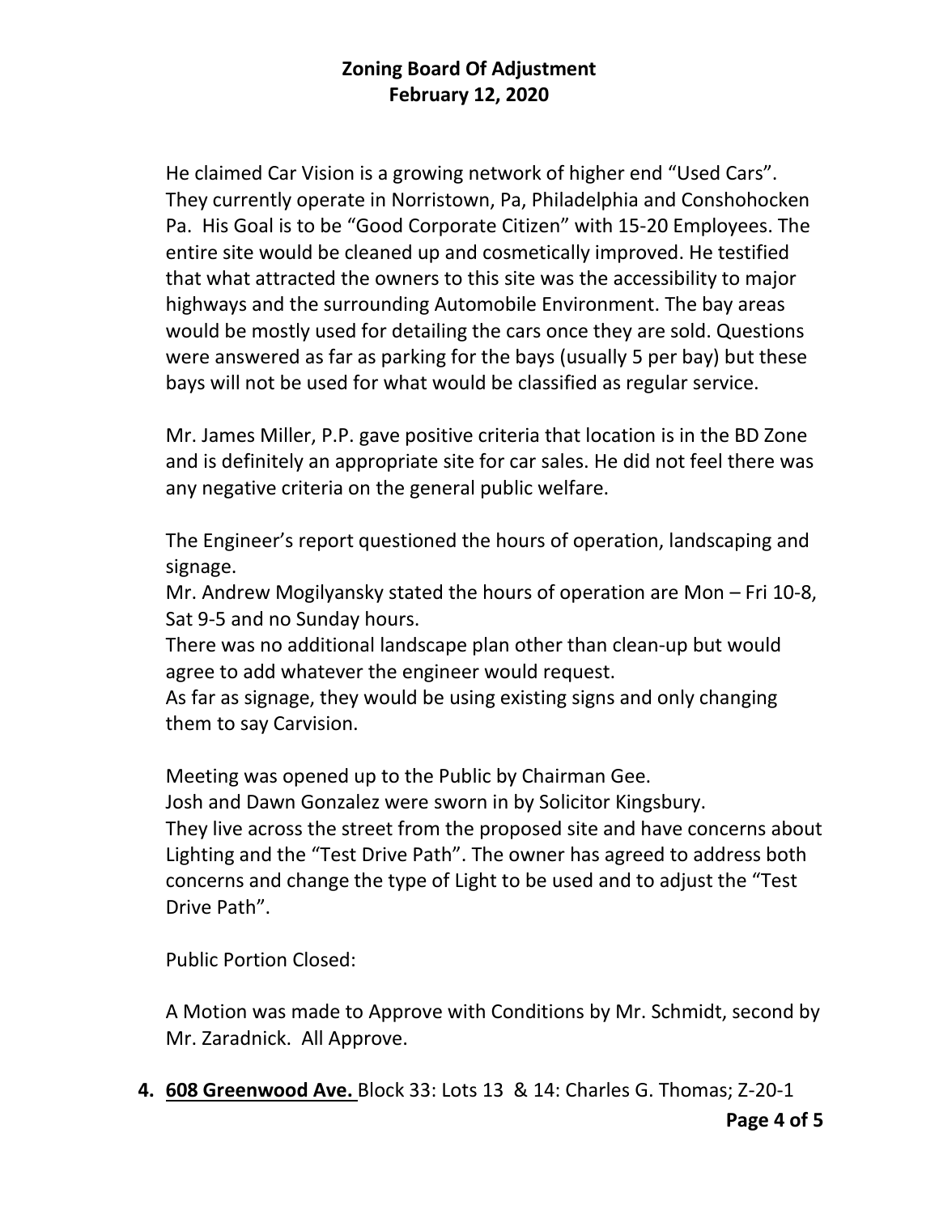He claimed Car Vision is a growing network of higher end "Used Cars". They currently operate in Norristown, Pa, Philadelphia and Conshohocken Pa. His Goal is to be "Good Corporate Citizen" with 15-20 Employees. The entire site would be cleaned up and cosmetically improved. He testified that what attracted the owners to this site was the accessibility to major highways and the surrounding Automobile Environment. The bay areas would be mostly used for detailing the cars once they are sold. Questions were answered as far as parking for the bays (usually 5 per bay) but these bays will not be used for what would be classified as regular service.

Mr. James Miller, P.P. gave positive criteria that location is in the BD Zone and is definitely an appropriate site for car sales. He did not feel there was any negative criteria on the general public welfare.

The Engineer's report questioned the hours of operation, landscaping and signage.
Mr. Andrew Mogilyansky stated the hours of operation are Mon – Fri 10-8, Sat 9-5 and no Sunday hours.
There was no additional landscape plan other than clean-up but would agree to add whatever the engineer would request.
As far as signage, they would be using existing signs and only changing them to say Carvision.

Meeting was opened up to the Public by Chairman Gee.
Josh and Dawn Gonzalez were sworn in by Solicitor Kingsbury.
They live across the street from the proposed site and have concerns about Lighting and the "Test Drive Path". The owner has agreed to address both concerns and change the type of Light to be used and to adjust the "Test Drive Path".

Public Portion Closed:

A Motion was made to Approve with Conditions by Mr. Schmidt, second by Mr. Zaradnick. All Approve.

4. **<u>608 Greenwood Ave.</u>** Block 33: Lots 13 & 14: Charles G. Thomas; Z-20-1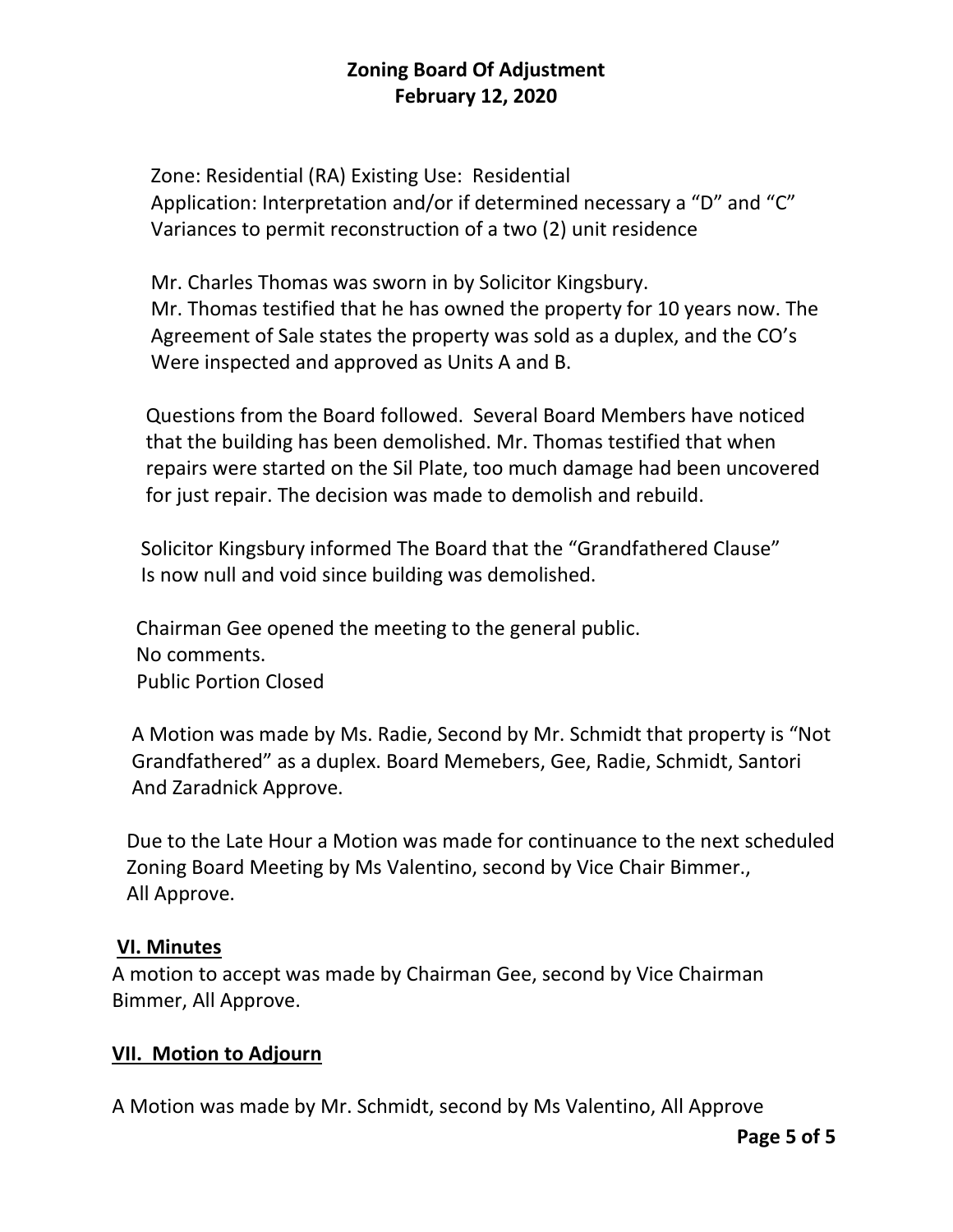Zone: Residential (RA) Existing Use: Residential
Application: Interpretation and/or if determined necessary a "D" and "C" Variances to permit reconstruction of a two (2) unit residence

Mr. Charles Thomas was sworn in by Solicitor Kingsbury.
Mr. Thomas testified that he has owned the property for 10 years now. The Agreement of Sale states the property was sold as a duplex, and the CO's Were inspected and approved as Units A and B.

Questions from the Board followed. Several Board Members have noticed that the building has been demolished. Mr. Thomas testified that when repairs were started on the Sil Plate, too much damage had been uncovered for just repair. The decision was made to demolish and rebuild.

Solicitor Kingsbury informed The Board that the "Grandfathered Clause" Is now null and void since building was demolished.

Chairman Gee opened the meeting to the general public.
No comments.
Public Portion Closed

A Motion was made by Ms. Radie, Second by Mr. Schmidt that property is "Not Grandfathered" as a duplex. Board Memebers, Gee, Radie, Schmidt, Santori And Zaradnick Approve.

Due to the Late Hour a Motion was made for continuance to the next scheduled Zoning Board Meeting by Ms Valentino, second by Vice Chair Bimmer., All Approve.

## VI. Minutes

A motion to accept was made by Chairman Gee, second by Vice Chairman Bimmer, All Approve.

## VII. Motion to Adjourn

A Motion was made by Mr. Schmidt, second by Ms Valentino, All Approve